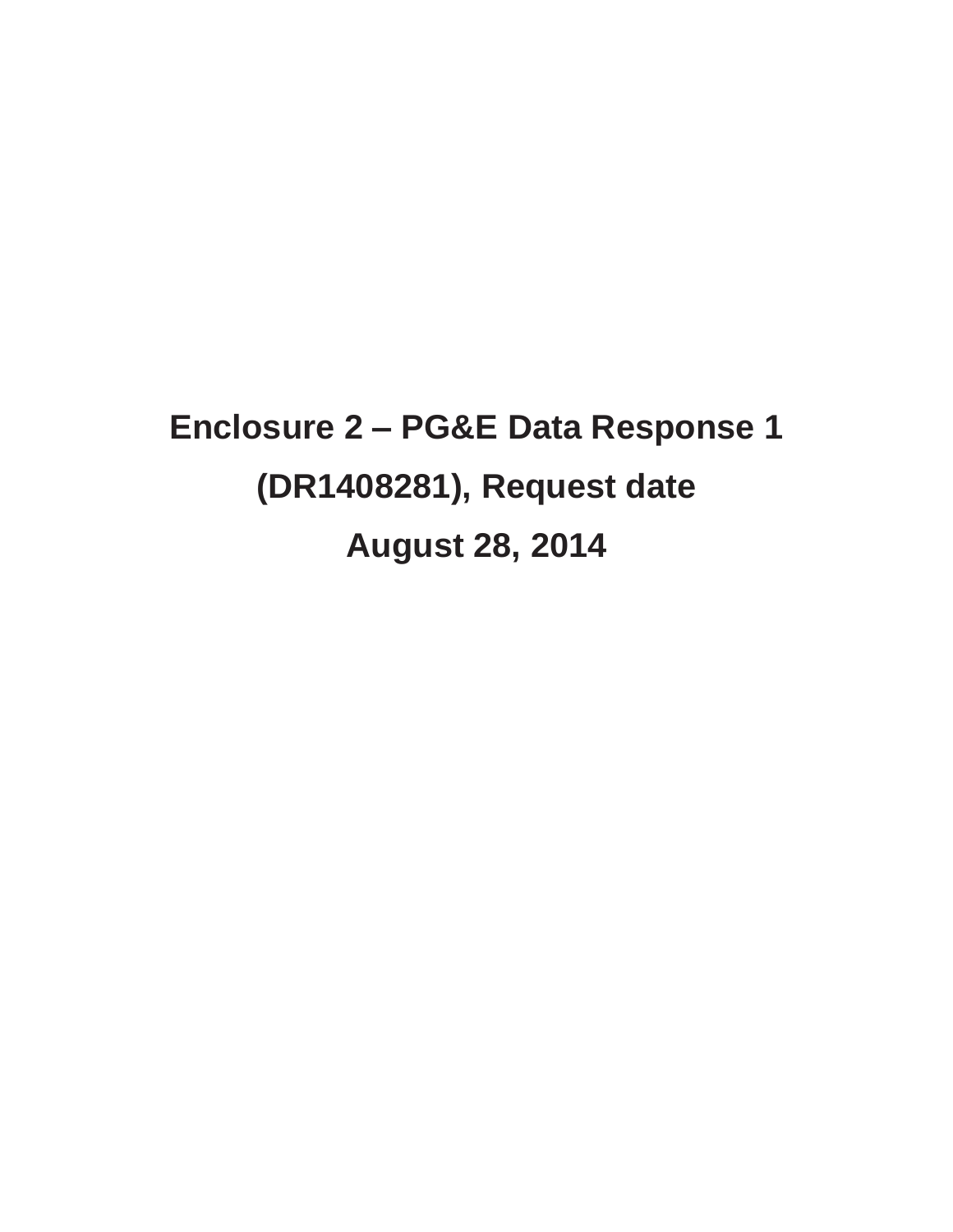# Enclosure 2 – PG&E Data Response 1 (DR1408281), Request date August 28, 2014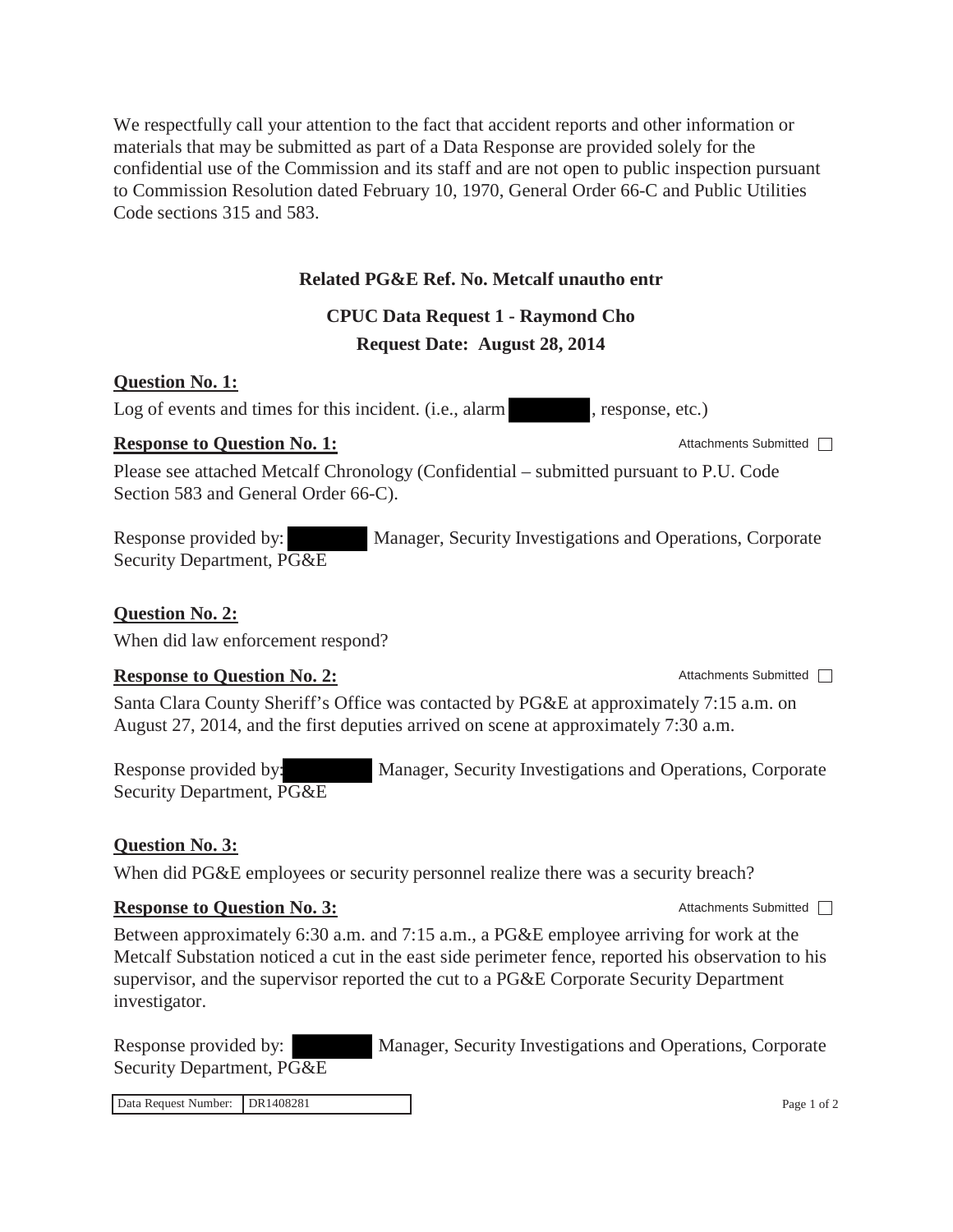We respectfully call your attention to the fact that accident reports and other information or materials that may be submitted as part of a Data Response are provided solely for the confidential use of the Commission and its staff and are not open to public inspection pursuant to Commission Resolution dated February 10, 1970, General Order 66-C and Public Utilities Code sections 315 and 583.

**Related PG&E Ref. No. Metcalf unautho entr**

**CPUC Data Request 1 - Raymond Cho**

**Request Date: August 28, 2014**

**Question No. 1:**

Log of events and times for this incident. (i.e., alarm [REDACTED], response, etc.)

**Response to Question No. 1:**

Attachments Submitted ☐

Please see attached Metcalf Chronology (Confidential – submitted pursuant to P.U. Code Section 583 and General Order 66-C).

Response provided by: [REDACTED] Manager, Security Investigations and Operations, Corporate Security Department, PG&E

**Question No. 2:**

When did law enforcement respond?

**Response to Question No. 2:**

Attachments Submitted ☐

Santa Clara County Sheriff's Office was contacted by PG&E at approximately 7:15 a.m. on August 27, 2014, and the first deputies arrived on scene at approximately 7:30 a.m.

Response provided by: [REDACTED] Manager, Security Investigations and Operations, Corporate Security Department, PG&E

**Question No. 3:**

When did PG&E employees or security personnel realize there was a security breach?

**Response to Question No. 3:**

Attachments Submitted ☐

Between approximately 6:30 a.m. and 7:15 a.m., a PG&E employee arriving for work at the Metcalf Substation noticed a cut in the east side perimeter fence, reported his observation to his supervisor, and the supervisor reported the cut to a PG&E Corporate Security Department investigator.

Response provided by: [REDACTED] Manager, Security Investigations and Operations, Corporate Security Department, PG&E

| Data Request Number: | DR1408281 |
| --- | --- |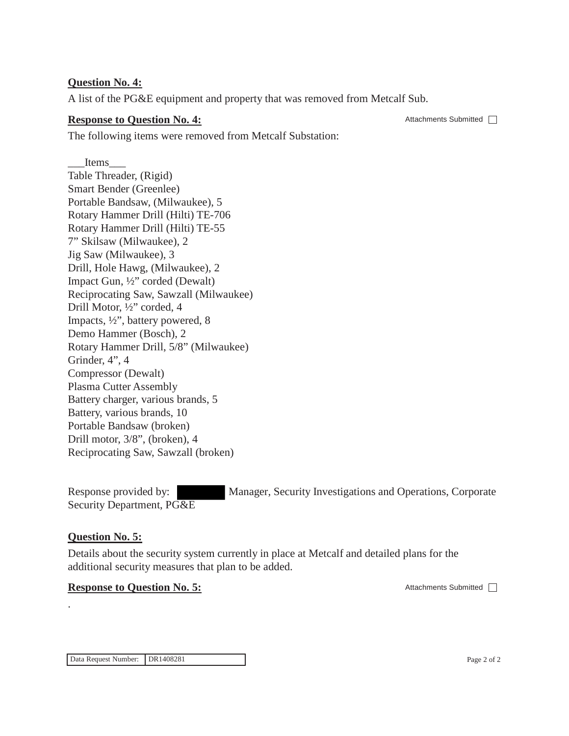**Question No. 4:**

A list of the PG&E equipment and property that was removed from Metcalf Sub.

**Response to Question No. 4:** Attachments Submitted ☐

The following items were removed from Metcalf Substation:

___Items___
Table Threader, (Rigid)
Smart Bender (Greenlee)
Portable Bandsaw, (Milwaukee), 5
Rotary Hammer Drill (Hilti) TE-706
Rotary Hammer Drill (Hilti) TE-55
7" Skilsaw (Milwaukee), 2
Jig Saw (Milwaukee), 3
Drill, Hole Hawg, (Milwaukee), 2
Impact Gun, ½" corded (Dewalt)
Reciprocating Saw, Sawzall (Milwaukee)
Drill Motor, ½" corded, 4
Impacts, ½", battery powered, 8
Demo Hammer (Bosch), 2
Rotary Hammer Drill, 5/8" (Milwaukee)
Grinder, 4", 4
Compressor (Dewalt)
Plasma Cutter Assembly
Battery charger, various brands, 5
Battery, various brands, 10
Portable Bandsaw (broken)
Drill motor, 3/8", (broken), 4
Reciprocating Saw, Sawzall (broken)

Response provided by: [REDACTED] Manager, Security Investigations and Operations, Corporate Security Department, PG&E

**Question No. 5:**

Details about the security system currently in place at Metcalf and detailed plans for the additional security measures that plan to be added.

**Response to Question No. 5:** Attachments Submitted ☐

.

| Data Request Number: | DR1408281 |
| --- | --- |